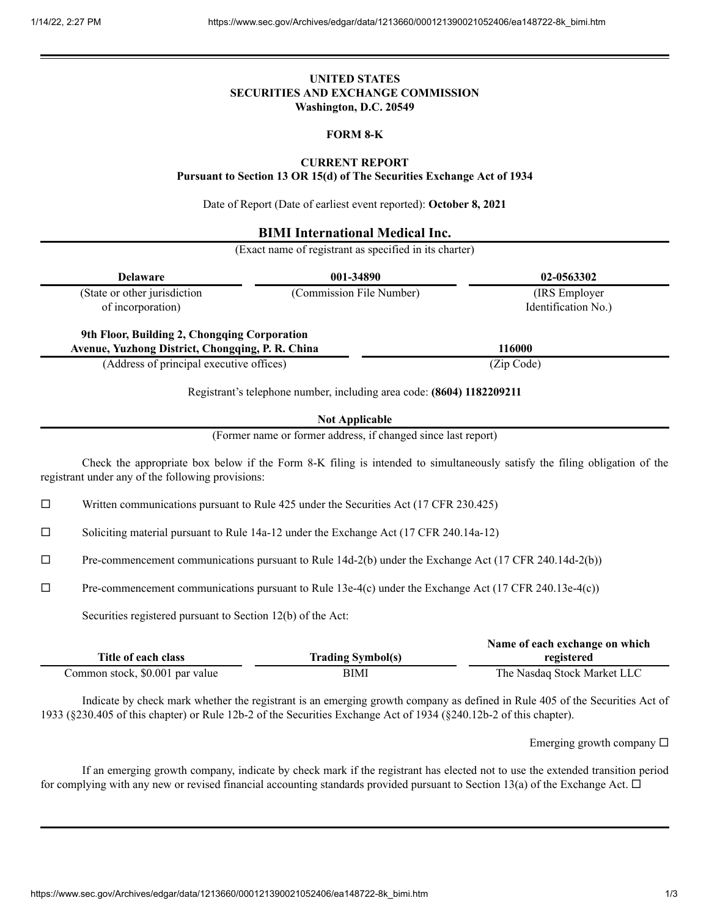**UNITED STATES**
**SECURITIES AND EXCHANGE COMMISSION**
**Washington, D.C. 20549**

**FORM 8-K**

**CURRENT REPORT**
**Pursuant to Section 13 OR 15(d) of The Securities Exchange Act of 1934**

Date of Report (Date of earliest event reported): **October 8, 2021**

**BIMI International Medical Inc.**
(Exact name of registrant as specified in its charter)

| **Delaware** | **001-34890** | **02-0563302** |
|---|---|---|
| (State or other jurisdiction of incorporation) | (Commission File Number) | (IRS Employer Identification No.) |

| **9th Floor, Building 2, Chongqing Corporation Avenue, Yuzhong District, Chongqing, P. R. China** | **116000** |
|---|---|
| (Address of principal executive offices) | (Zip Code) |

Registrant's telephone number, including area code: **(8604) 1182209211**

**Not Applicable**
(Former name or former address, if changed since last report)

Check the appropriate box below if the Form 8-K filing is intended to simultaneously satisfy the filing obligation of the registrant under any of the following provisions:

☐ Written communications pursuant to Rule 425 under the Securities Act (17 CFR 230.425)

☐ Soliciting material pursuant to Rule 14a-12 under the Exchange Act (17 CFR 240.14a-12)

☐ Pre-commencement communications pursuant to Rule 14d-2(b) under the Exchange Act (17 CFR 240.14d-2(b))

☐ Pre-commencement communications pursuant to Rule 13e-4(c) under the Exchange Act (17 CFR 240.13e-4(c))

Securities registered pursuant to Section 12(b) of the Act:

| Title of each class | Trading Symbol(s) | Name of each exchange on which registered |
|---|---|---|
| Common stock, $0.001 par value | BIMI | The Nasdaq Stock Market LLC |

Indicate by check mark whether the registrant is an emerging growth company as defined in Rule 405 of the Securities Act of 1933 (§230.405 of this chapter) or Rule 12b-2 of the Securities Exchange Act of 1934 (§240.12b-2 of this chapter).

Emerging growth company ☐

If an emerging growth company, indicate by check mark if the registrant has elected not to use the extended transition period for complying with any new or revised financial accounting standards provided pursuant to Section 13(a) of the Exchange Act. ☐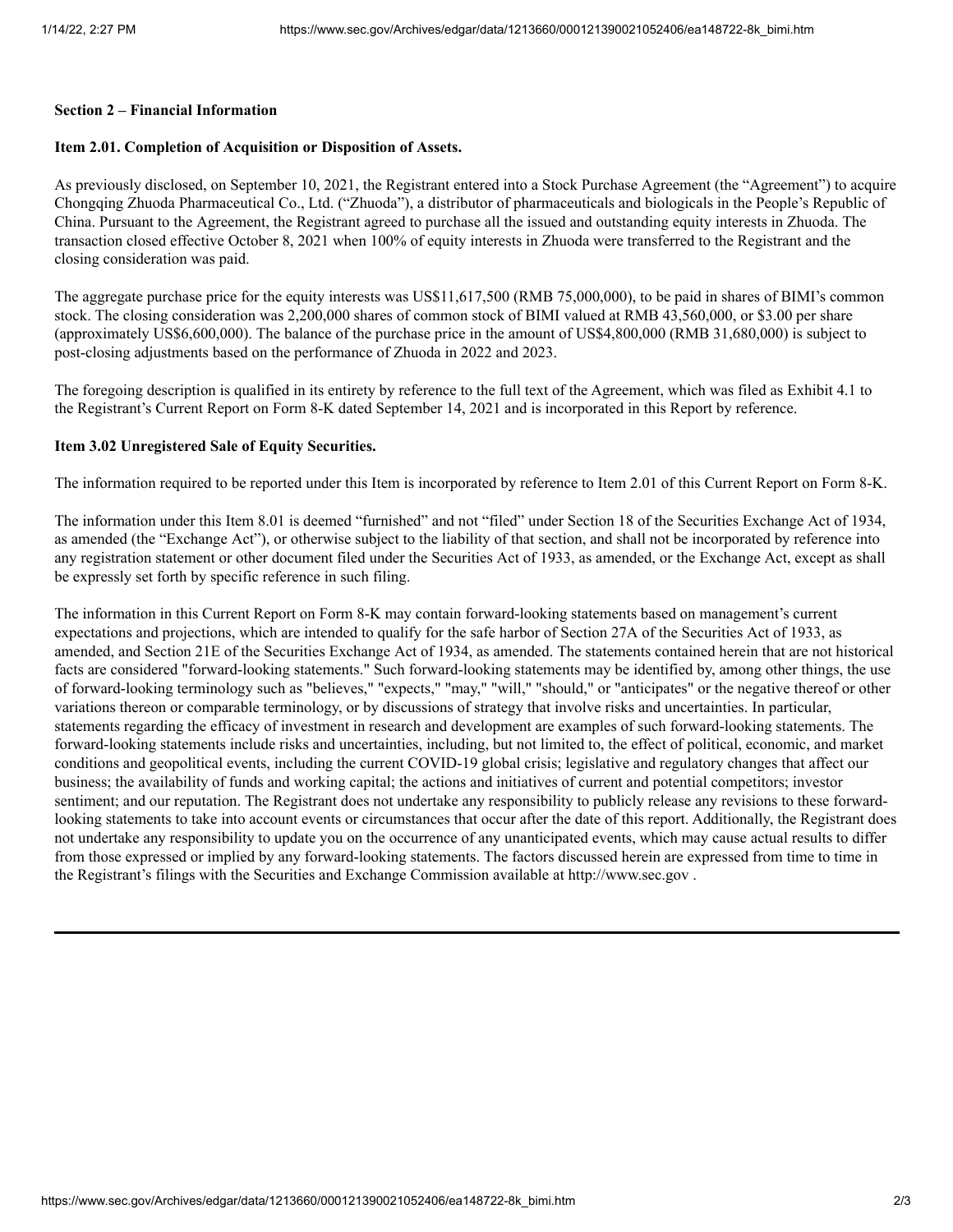**Section 2 – Financial Information**

**Item 2.01. Completion of Acquisition or Disposition of Assets.**

As previously disclosed, on September 10, 2021, the Registrant entered into a Stock Purchase Agreement (the "Agreement") to acquire Chongqing Zhuoda Pharmaceutical Co., Ltd. ("Zhuoda"), a distributor of pharmaceuticals and biologicals in the People's Republic of China. Pursuant to the Agreement, the Registrant agreed to purchase all the issued and outstanding equity interests in Zhuoda. The transaction closed effective October 8, 2021 when 100% of equity interests in Zhuoda were transferred to the Registrant and the closing consideration was paid.

The aggregate purchase price for the equity interests was US$11,617,500 (RMB 75,000,000), to be paid in shares of BIMI's common stock. The closing consideration was 2,200,000 shares of common stock of BIMI valued at RMB 43,560,000, or $3.00 per share (approximately US$6,600,000). The balance of the purchase price in the amount of US$4,800,000 (RMB 31,680,000) is subject to post-closing adjustments based on the performance of Zhuoda in 2022 and 2023.

The foregoing description is qualified in its entirety by reference to the full text of the Agreement, which was filed as Exhibit 4.1 to the Registrant's Current Report on Form 8-K dated September 14, 2021 and is incorporated in this Report by reference.

**Item 3.02 Unregistered Sale of Equity Securities.**

The information required to be reported under this Item is incorporated by reference to Item 2.01 of this Current Report on Form 8-K.

The information under this Item 8.01 is deemed "furnished" and not "filed" under Section 18 of the Securities Exchange Act of 1934, as amended (the "Exchange Act"), or otherwise subject to the liability of that section, and shall not be incorporated by reference into any registration statement or other document filed under the Securities Act of 1933, as amended, or the Exchange Act, except as shall be expressly set forth by specific reference in such filing.

The information in this Current Report on Form 8-K may contain forward-looking statements based on management's current expectations and projections, which are intended to qualify for the safe harbor of Section 27A of the Securities Act of 1933, as amended, and Section 21E of the Securities Exchange Act of 1934, as amended. The statements contained herein that are not historical facts are considered "forward-looking statements." Such forward-looking statements may be identified by, among other things, the use of forward-looking terminology such as "believes," "expects," "may," "will," "should," or "anticipates" or the negative thereof or other variations thereon or comparable terminology, or by discussions of strategy that involve risks and uncertainties. In particular, statements regarding the efficacy of investment in research and development are examples of such forward-looking statements. The forward-looking statements include risks and uncertainties, including, but not limited to, the effect of political, economic, and market conditions and geopolitical events, including the current COVID-19 global crisis; legislative and regulatory changes that affect our business; the availability of funds and working capital; the actions and initiatives of current and potential competitors; investor sentiment; and our reputation. The Registrant does not undertake any responsibility to publicly release any revisions to these forward-looking statements to take into account events or circumstances that occur after the date of this report. Additionally, the Registrant does not undertake any responsibility to update you on the occurrence of any unanticipated events, which may cause actual results to differ from those expressed or implied by any forward-looking statements. The factors discussed herein are expressed from time to time in the Registrant's filings with the Securities and Exchange Commission available at http://www.sec.gov .

---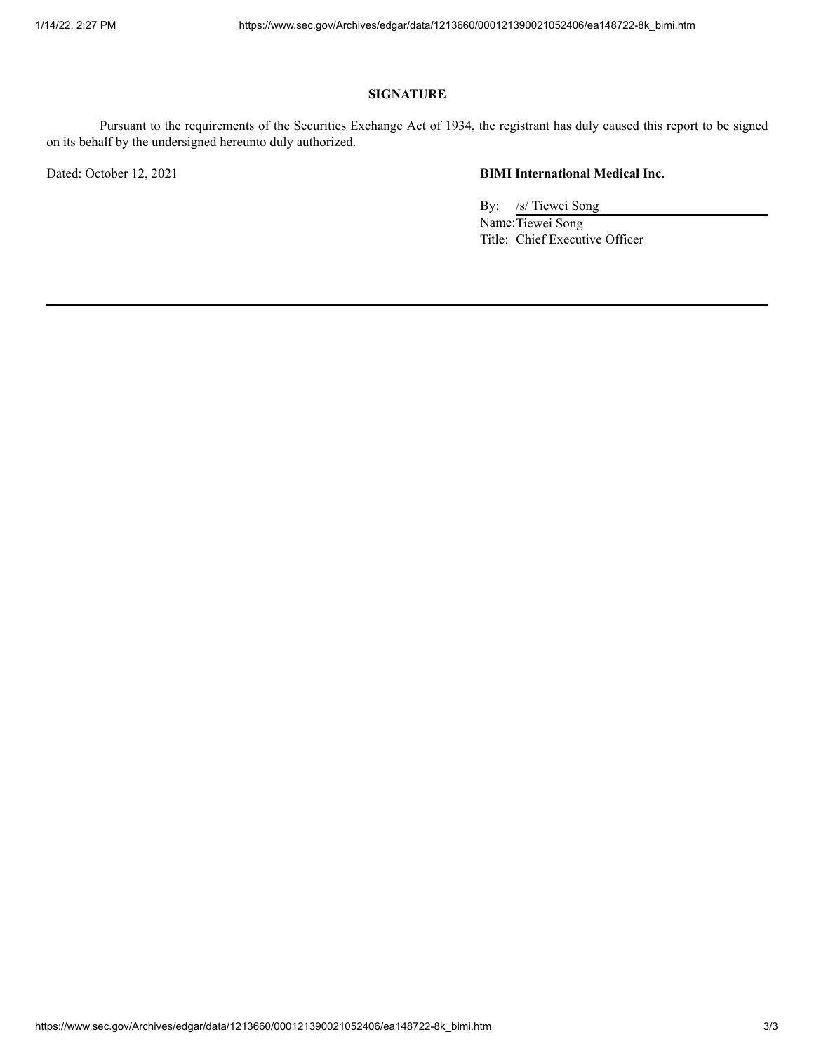## SIGNATURE

Pursuant to the requirements of the Securities Exchange Act of 1934, the registrant has duly caused this report to be signed on its behalf by the undersigned hereunto duly authorized.

Dated: October 12, 2021

**BIMI International Medical Inc.**

By: /s/ Tiewei Song
Name: Tiewei Song
Title: Chief Executive Officer